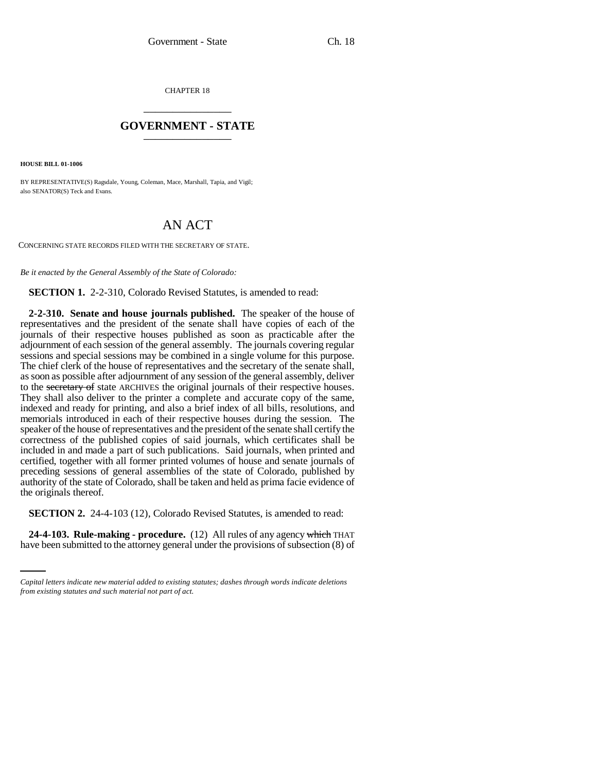CHAPTER 18

## GOVERNMENT - STATE

**HOUSE BILL 01-1006**

BY REPRESENTATIVE(S) Ragsdale, Young, Coleman, Mace, Marshall, Tapia, and Vigil; also SENATOR(S) Teck and Evans.

# AN ACT

CONCERNING STATE RECORDS FILED WITH THE SECRETARY OF STATE.

*Be it enacted by the General Assembly of the State of Colorado:*

**SECTION 1.** 2-2-310, Colorado Revised Statutes, is amended to read:

**2-2-310. Senate and house journals published.** The speaker of the house of representatives and the president of the senate shall have copies of each of the journals of their respective houses published as soon as practicable after the adjournment of each session of the general assembly. The journals covering regular sessions and special sessions may be combined in a single volume for this purpose. The chief clerk of the house of representatives and the secretary of the senate shall, as soon as possible after adjournment of any session of the general assembly, deliver to the ~~secretary of~~ state ARCHIVES the original journals of their respective houses. They shall also deliver to the printer a complete and accurate copy of the same, indexed and ready for printing, and also a brief index of all bills, resolutions, and memorials introduced in each of their respective houses during the session. The speaker of the house of representatives and the president of the senate shall certify the correctness of the published copies of said journals, which certificates shall be included in and made a part of such publications. Said journals, when printed and certified, together with all former printed volumes of house and senate journals of preceding sessions of general assemblies of the state of Colorado, published by authority of the state of Colorado, shall be taken and held as prima facie evidence of the originals thereof.

**SECTION 2.** 24-4-103 (12), Colorado Revised Statutes, is amended to read:

**24-4-103. Rule-making - procedure.** (12) All rules of any agency ~~which~~ THAT have been submitted to the attorney general under the provisions of subsection (8) of

*Capital letters indicate new material added to existing statutes; dashes through words indicate deletions from existing statutes and such material not part of act.*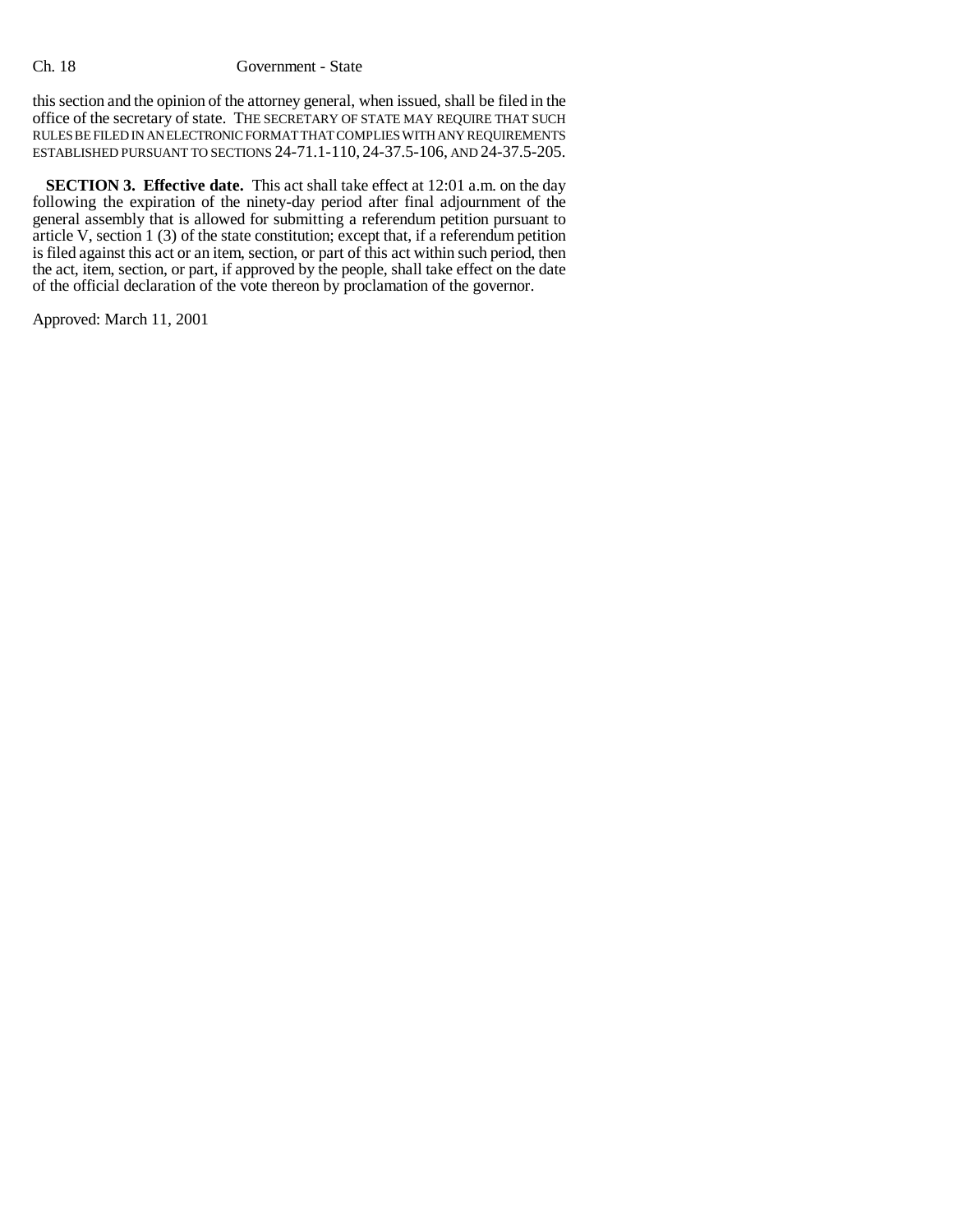this section and the opinion of the attorney general, when issued, shall be filed in the office of the secretary of state. THE SECRETARY OF STATE MAY REQUIRE THAT SUCH RULES BE FILED IN AN ELECTRONIC FORMAT THAT COMPLIES WITH ANY REQUIREMENTS ESTABLISHED PURSUANT TO SECTIONS 24-71.1-110, 24-37.5-106, AND 24-37.5-205.

**SECTION 3. Effective date.** This act shall take effect at 12:01 a.m. on the day following the expiration of the ninety-day period after final adjournment of the general assembly that is allowed for submitting a referendum petition pursuant to article V, section 1 (3) of the state constitution; except that, if a referendum petition is filed against this act or an item, section, or part of this act within such period, then the act, item, section, or part, if approved by the people, shall take effect on the date of the official declaration of the vote thereon by proclamation of the governor.

Approved: March 11, 2001